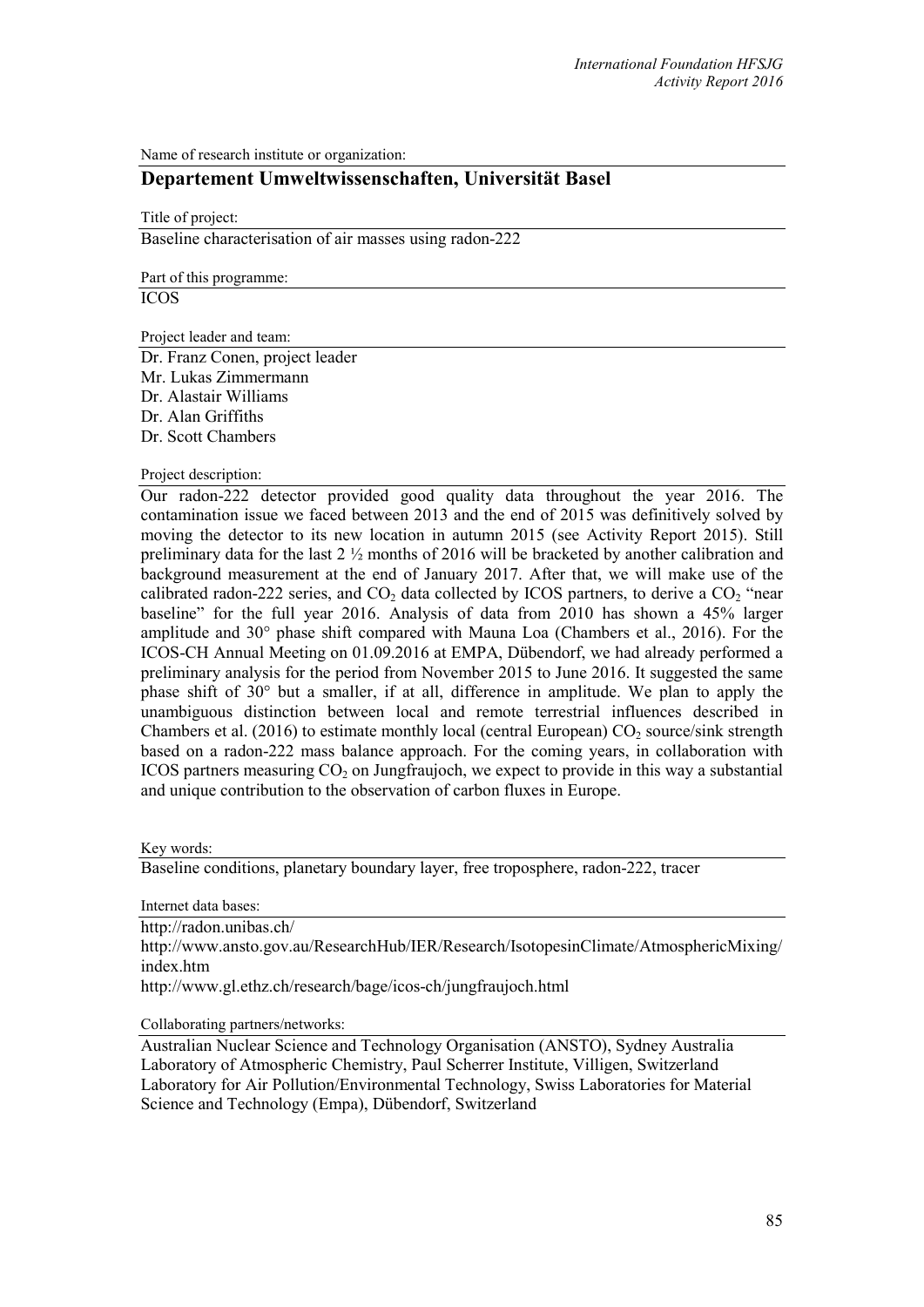Name of research institute or organization:

## Departement Umweltwissenschaften, Universität Basel

Title of project:

Baseline characterisation of air masses using radon-222

Part of this programme:

ICOS

Project leader and team:

Dr. Franz Conen, project leader
Mr. Lukas Zimmermann
Dr. Alastair Williams
Dr. Alan Griffiths
Dr. Scott Chambers

Project description:

Our radon-222 detector provided good quality data throughout the year 2016. The contamination issue we faced between 2013 and the end of 2015 was definitively solved by moving the detector to its new location in autumn 2015 (see Activity Report 2015). Still preliminary data for the last 2 ½ months of 2016 will be bracketed by another calibration and background measurement at the end of January 2017. After that, we will make use of the calibrated radon-222 series, and $CO_2$ data collected by ICOS partners, to derive a $CO_2$ "near baseline" for the full year 2016. Analysis of data from 2010 has shown a 45% larger amplitude and 30° phase shift compared with Mauna Loa (Chambers et al., 2016). For the ICOS-CH Annual Meeting on 01.09.2016 at EMPA, Dübendorf, we had already performed a preliminary analysis for the period from November 2015 to June 2016. It suggested the same phase shift of 30° but a smaller, if at all, difference in amplitude. We plan to apply the unambiguous distinction between local and remote terrestrial influences described in Chambers et al. (2016) to estimate monthly local (central European) $CO_2$ source/sink strength based on a radon-222 mass balance approach. For the coming years, in collaboration with ICOS partners measuring $CO_2$ on Jungfraujoch, we expect to provide in this way a substantial and unique contribution to the observation of carbon fluxes in Europe.

Key words:

Baseline conditions, planetary boundary layer, free troposphere, radon-222, tracer

Internet data bases:

http://radon.unibas.ch/
http://www.ansto.gov.au/ResearchHub/IER/Research/IsotopesinClimate/AtmosphericMixing/index.htm
http://www.gl.ethz.ch/research/bage/icos-ch/jungfraujoch.html

Collaborating partners/networks:

Australian Nuclear Science and Technology Organisation (ANSTO), Sydney Australia
Laboratory of Atmospheric Chemistry, Paul Scherrer Institute, Villigen, Switzerland
Laboratory for Air Pollution/Environmental Technology, Swiss Laboratories for Material Science and Technology (Empa), Dübendorf, Switzerland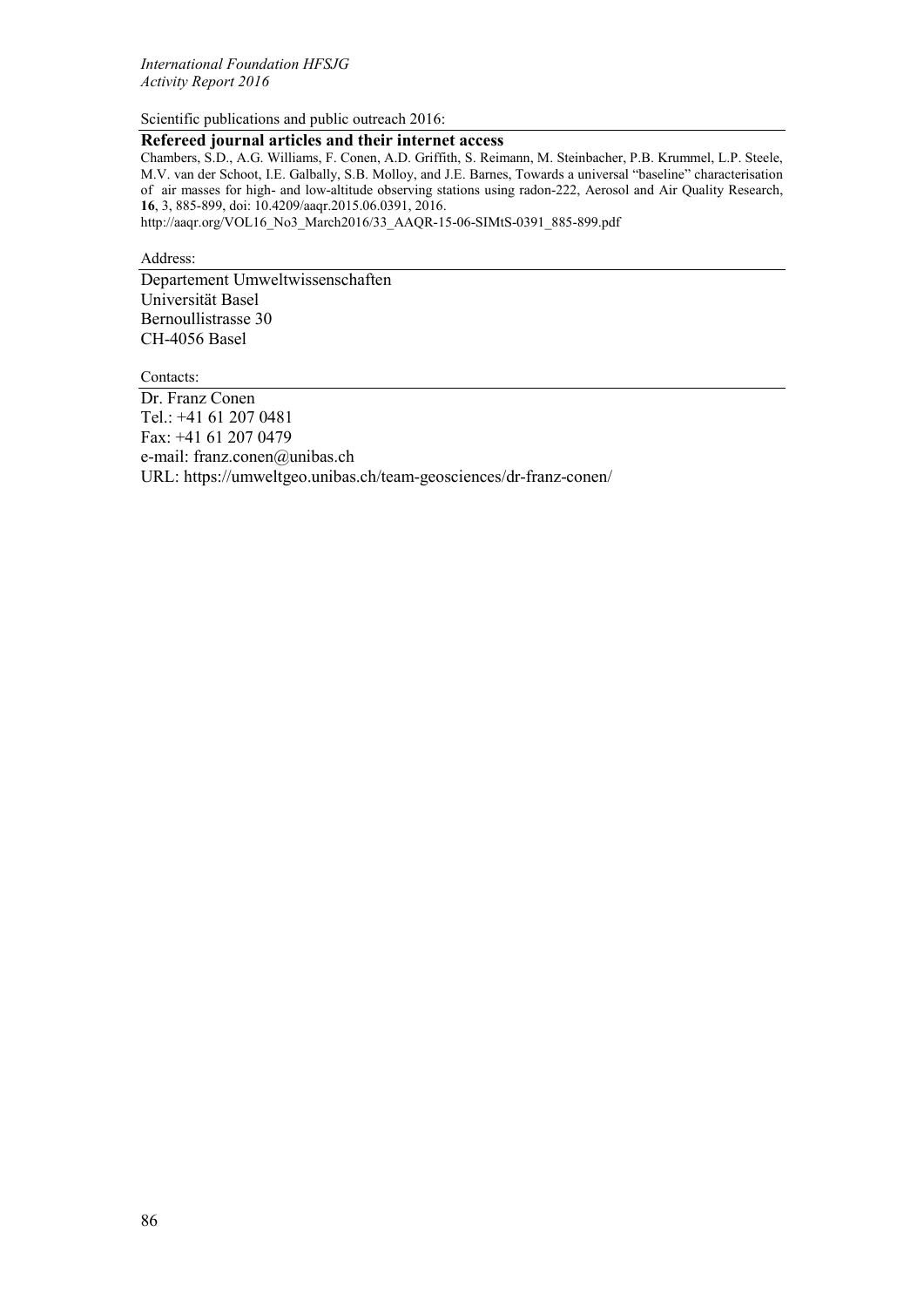Scientific publications and public outreach 2016:

**Refereed journal articles and their internet access**

Chambers, S.D., A.G. Williams, F. Conen, A.D. Griffith, S. Reimann, M. Steinbacher, P.B. Krummel, L.P. Steele, M.V. van der Schoot, I.E. Galbally, S.B. Molloy, and J.E. Barnes, Towards a universal "baseline" characterisation of air masses for high- and low-altitude observing stations using radon-222, Aerosol and Air Quality Research, **16**, 3, 885-899, doi: 10.4209/aaqr.2015.06.0391, 2016.
http://aaqr.org/VOL16_No3_March2016/33_AAQR-15-06-SIMtS-0391_885-899.pdf

Address:

Departement Umweltwissenschaften
Universität Basel
Bernoullistrasse 30
CH-4056 Basel

Contacts:

Dr. Franz Conen
Tel.: +41 61 207 0481
Fax: +41 61 207 0479
e-mail: franz.conen@unibas.ch
URL: https://umweltgeo.unibas.ch/team-geosciences/dr-franz-conen/